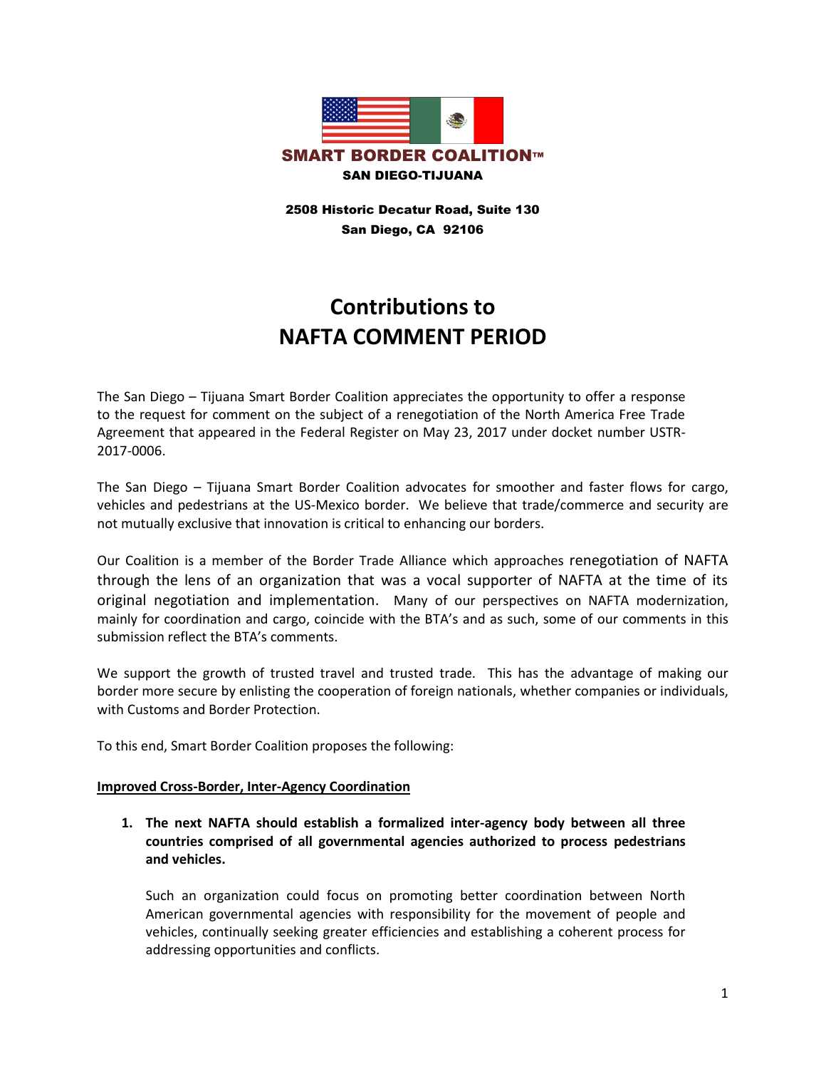**SMART BORDER COALITION™**
**SAN DIEGO-TIJUANA**

**2508 Historic Decatur Road, Suite 130**
**San Diego, CA 92106**

# Contributions to NAFTA COMMENT PERIOD

The San Diego – Tijuana Smart Border Coalition appreciates the opportunity to offer a response to the request for comment on the subject of a renegotiation of the North America Free Trade Agreement that appeared in the Federal Register on May 23, 2017 under docket number USTR-2017-0006.

The San Diego – Tijuana Smart Border Coalition advocates for smoother and faster flows for cargo, vehicles and pedestrians at the US-Mexico border. We believe that trade/commerce and security are not mutually exclusive that innovation is critical to enhancing our borders.

Our Coalition is a member of the Border Trade Alliance which approaches renegotiation of NAFTA through the lens of an organization that was a vocal supporter of NAFTA at the time of its original negotiation and implementation. Many of our perspectives on NAFTA modernization, mainly for coordination and cargo, coincide with the BTA's and as such, some of our comments in this submission reflect the BTA's comments.

We support the growth of trusted travel and trusted trade. This has the advantage of making our border more secure by enlisting the cooperation of foreign nationals, whether companies or individuals, with Customs and Border Protection.

To this end, Smart Border Coalition proposes the following:

**Improved Cross-Border, Inter-Agency Coordination**

1. **The next NAFTA should establish a formalized inter-agency body between all three countries comprised of all governmental agencies authorized to process pedestrians and vehicles.**

   Such an organization could focus on promoting better coordination between North American governmental agencies with responsibility for the movement of people and vehicles, continually seeking greater efficiencies and establishing a coherent process for addressing opportunities and conflicts.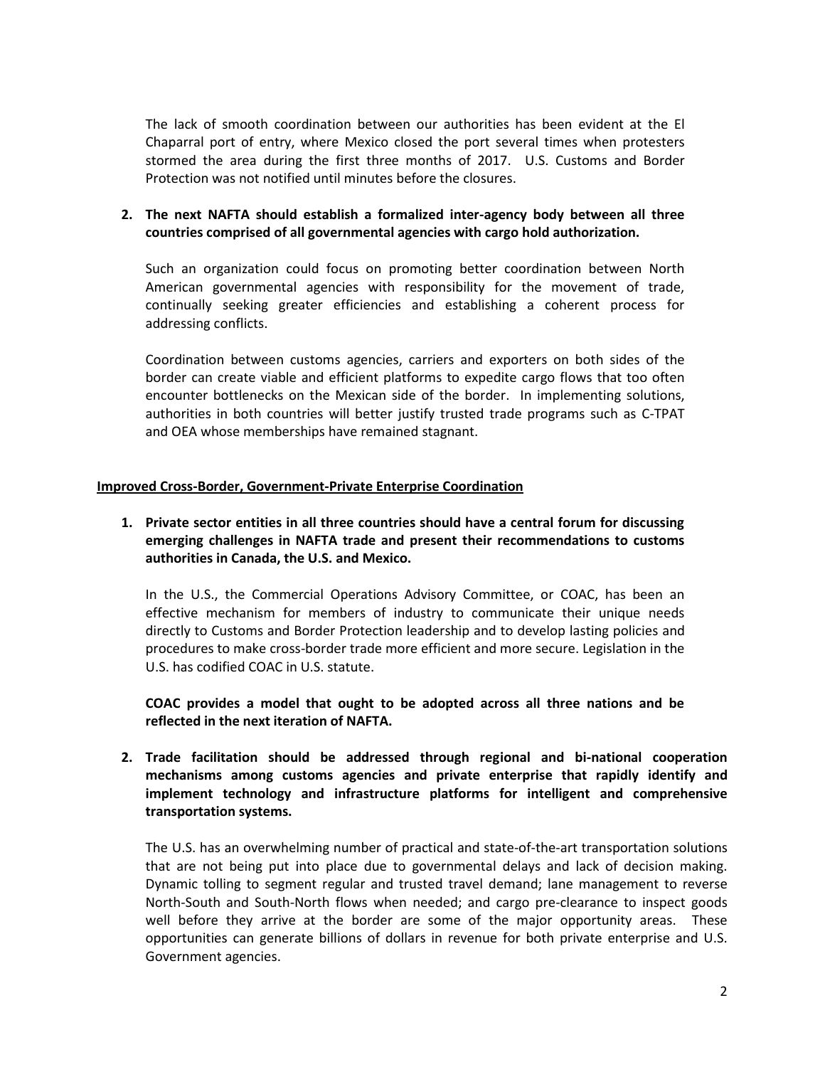The lack of smooth coordination between our authorities has been evident at the El Chaparral port of entry, where Mexico closed the port several times when protesters stormed the area during the first three months of 2017. U.S. Customs and Border Protection was not notified until minutes before the closures.

2. **The next NAFTA should establish a formalized inter-agency body between all three countries comprised of all governmental agencies with cargo hold authorization.**

   Such an organization could focus on promoting better coordination between North American governmental agencies with responsibility for the movement of trade, continually seeking greater efficiencies and establishing a coherent process for addressing conflicts.

   Coordination between customs agencies, carriers and exporters on both sides of the border can create viable and efficient platforms to expedite cargo flows that too often encounter bottlenecks on the Mexican side of the border. In implementing solutions, authorities in both countries will better justify trusted trade programs such as C-TPAT and OEA whose memberships have remained stagnant.

**<u>Improved Cross-Border, Government-Private Enterprise Coordination</u>**

1. **Private sector entities in all three countries should have a central forum for discussing emerging challenges in NAFTA trade and present their recommendations to customs authorities in Canada, the U.S. and Mexico.**

   In the U.S., the Commercial Operations Advisory Committee, or COAC, has been an effective mechanism for members of industry to communicate their unique needs directly to Customs and Border Protection leadership and to develop lasting policies and procedures to make cross-border trade more efficient and more secure. Legislation in the U.S. has codified COAC in U.S. statute.

   **COAC provides a model that ought to be adopted across all three nations and be reflected in the next iteration of NAFTA.**

2. **Trade facilitation should be addressed through regional and bi-national cooperation mechanisms among customs agencies and private enterprise that rapidly identify and implement technology and infrastructure platforms for intelligent and comprehensive transportation systems.**

   The U.S. has an overwhelming number of practical and state-of-the-art transportation solutions that are not being put into place due to governmental delays and lack of decision making. Dynamic tolling to segment regular and trusted travel demand; lane management to reverse North-South and South-North flows when needed; and cargo pre-clearance to inspect goods well before they arrive at the border are some of the major opportunity areas. These opportunities can generate billions of dollars in revenue for both private enterprise and U.S. Government agencies.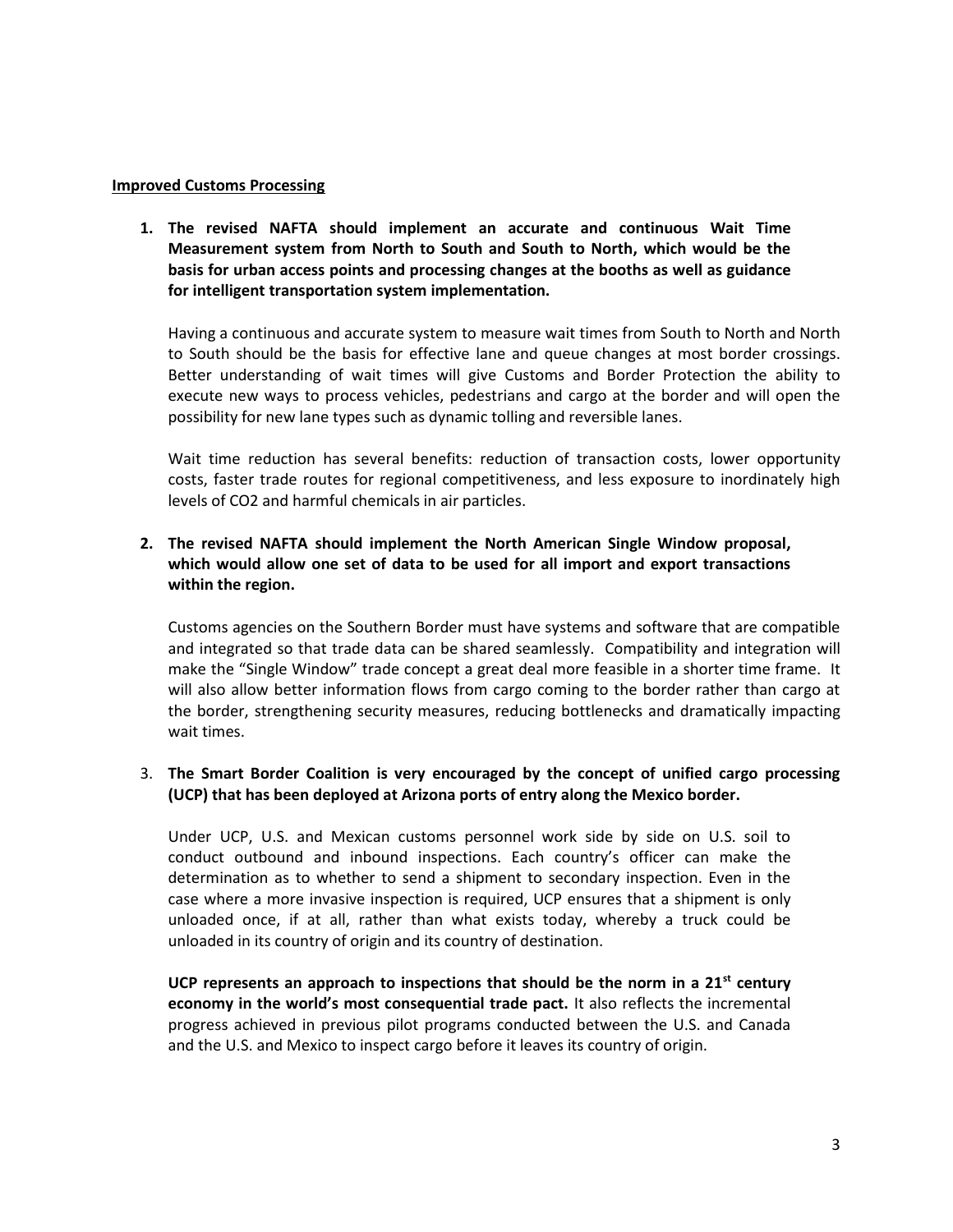**Improved Customs Processing**

1. **The revised NAFTA should implement an accurate and continuous Wait Time Measurement system from North to South and South to North, which would be the basis for urban access points and processing changes at the booths as well as guidance for intelligent transportation system implementation.**

   Having a continuous and accurate system to measure wait times from South to North and North to South should be the basis for effective lane and queue changes at most border crossings. Better understanding of wait times will give Customs and Border Protection the ability to execute new ways to process vehicles, pedestrians and cargo at the border and will open the possibility for new lane types such as dynamic tolling and reversible lanes.

   Wait time reduction has several benefits: reduction of transaction costs, lower opportunity costs, faster trade routes for regional competitiveness, and less exposure to inordinately high levels of $CO_2$ and harmful chemicals in air particles.

2. **The revised NAFTA should implement the North American Single Window proposal, which would allow one set of data to be used for all import and export transactions within the region.**

   Customs agencies on the Southern Border must have systems and software that are compatible and integrated so that trade data can be shared seamlessly. Compatibility and integration will make the "Single Window" trade concept a great deal more feasible in a shorter time frame. It will also allow better information flows from cargo coming to the border rather than cargo at the border, strengthening security measures, reducing bottlenecks and dramatically impacting wait times.

3. **The Smart Border Coalition is very encouraged by the concept of unified cargo processing (UCP) that has been deployed at Arizona ports of entry along the Mexico border.**

   Under UCP, U.S. and Mexican customs personnel work side by side on U.S. soil to conduct outbound and inbound inspections. Each country's officer can make the determination as to whether to send a shipment to secondary inspection. Even in the case where a more invasive inspection is required, UCP ensures that a shipment is only unloaded once, if at all, rather than what exists today, whereby a truck could be unloaded in its country of origin and its country of destination.

   **UCP represents an approach to inspections that should be the norm in a 21st century economy in the world's most consequential trade pact.** It also reflects the incremental progress achieved in previous pilot programs conducted between the U.S. and Canada and the U.S. and Mexico to inspect cargo before it leaves its country of origin.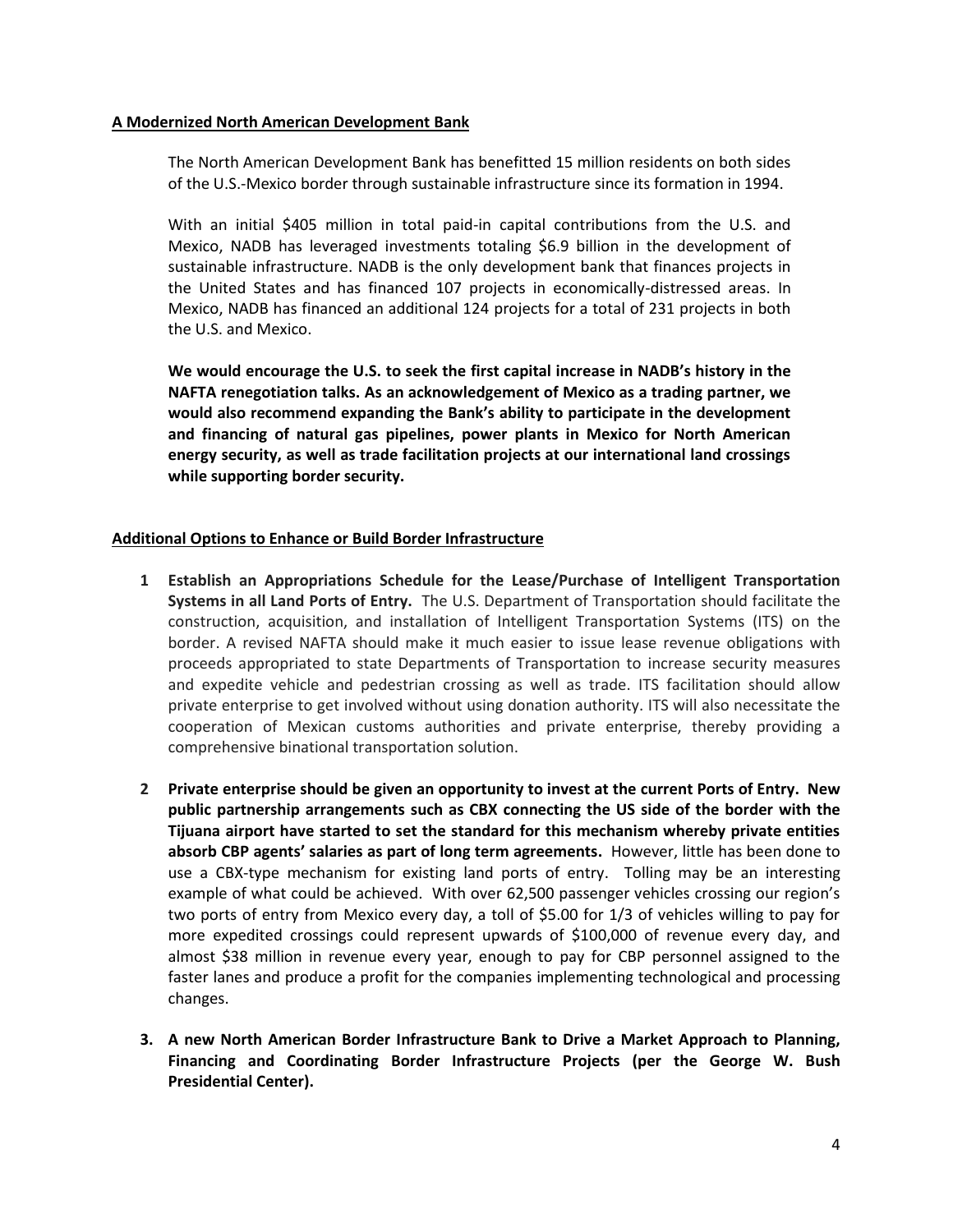**A Modernized North American Development Bank**

The North American Development Bank has benefitted 15 million residents on both sides of the U.S.-Mexico border through sustainable infrastructure since its formation in 1994.

With an initial $405 million in total paid-in capital contributions from the U.S. and Mexico, NADB has leveraged investments totaling $6.9 billion in the development of sustainable infrastructure. NADB is the only development bank that finances projects in the United States and has financed 107 projects in economically-distressed areas. In Mexico, NADB has financed an additional 124 projects for a total of 231 projects in both the U.S. and Mexico.

**We would encourage the U.S. to seek the first capital increase in NADB's history in the NAFTA renegotiation talks. As an acknowledgement of Mexico as a trading partner, we would also recommend expanding the Bank's ability to participate in the development and financing of natural gas pipelines, power plants in Mexico for North American energy security, as well as trade facilitation projects at our international land crossings while supporting border security.**

**Additional Options to Enhance or Build Border Infrastructure**

1. **Establish an Appropriations Schedule for the Lease/Purchase of Intelligent Transportation Systems in all Land Ports of Entry.** The U.S. Department of Transportation should facilitate the construction, acquisition, and installation of Intelligent Transportation Systems (ITS) on the border. A revised NAFTA should make it much easier to issue lease revenue obligations with proceeds appropriated to state Departments of Transportation to increase security measures and expedite vehicle and pedestrian crossing as well as trade. ITS facilitation should allow private enterprise to get involved without using donation authority. ITS will also necessitate the cooperation of Mexican customs authorities and private enterprise, thereby providing a comprehensive binational transportation solution.

2. **Private enterprise should be given an opportunity to invest at the current Ports of Entry. New public partnership arrangements such as CBX connecting the US side of the border with the Tijuana airport have started to set the standard for this mechanism whereby private entities absorb CBP agents' salaries as part of long term agreements.** However, little has been done to use a CBX-type mechanism for existing land ports of entry. Tolling may be an interesting example of what could be achieved. With over 62,500 passenger vehicles crossing our region's two ports of entry from Mexico every day, a toll of $5.00 for 1/3 of vehicles willing to pay for more expedited crossings could represent upwards of $100,000 of revenue every day, and almost $38 million in revenue every year, enough to pay for CBP personnel assigned to the faster lanes and produce a profit for the companies implementing technological and processing changes.

3. **A new North American Border Infrastructure Bank to Drive a Market Approach to Planning, Financing and Coordinating Border Infrastructure Projects (per the George W. Bush Presidential Center).**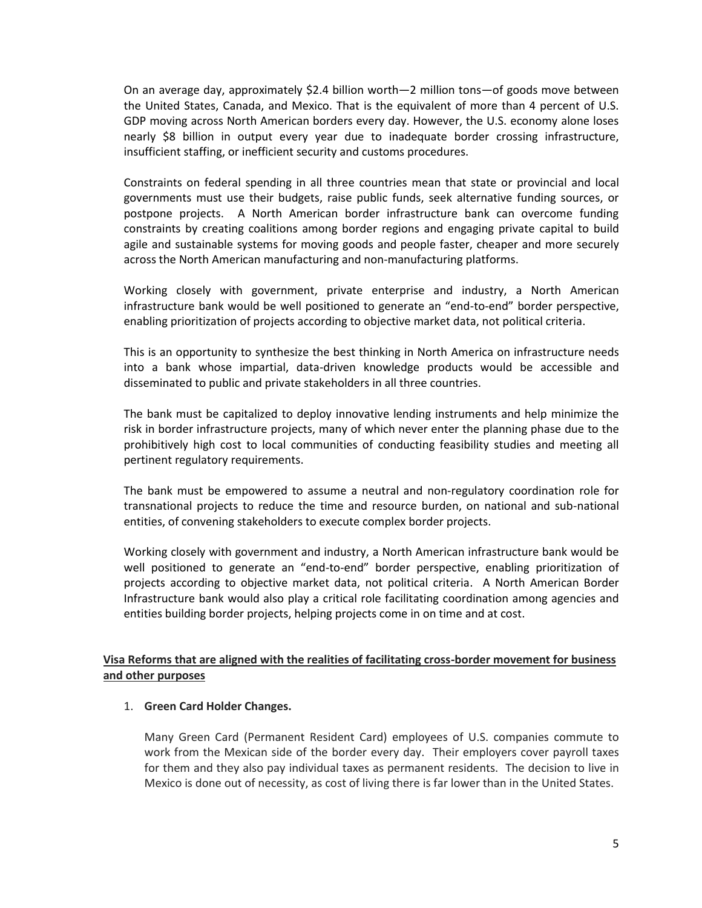On an average day, approximately $2.4 billion worth—2 million tons—of goods move between the United States, Canada, and Mexico. That is the equivalent of more than 4 percent of U.S. GDP moving across North American borders every day. However, the U.S. economy alone loses nearly $8 billion in output every year due to inadequate border crossing infrastructure, insufficient staffing, or inefficient security and customs procedures.

Constraints on federal spending in all three countries mean that state or provincial and local governments must use their budgets, raise public funds, seek alternative funding sources, or postpone projects. A North American border infrastructure bank can overcome funding constraints by creating coalitions among border regions and engaging private capital to build agile and sustainable systems for moving goods and people faster, cheaper and more securely across the North American manufacturing and non-manufacturing platforms.

Working closely with government, private enterprise and industry, a North American infrastructure bank would be well positioned to generate an "end-to-end" border perspective, enabling prioritization of projects according to objective market data, not political criteria.

This is an opportunity to synthesize the best thinking in North America on infrastructure needs into a bank whose impartial, data-driven knowledge products would be accessible and disseminated to public and private stakeholders in all three countries.

The bank must be capitalized to deploy innovative lending instruments and help minimize the risk in border infrastructure projects, many of which never enter the planning phase due to the prohibitively high cost to local communities of conducting feasibility studies and meeting all pertinent regulatory requirements.

The bank must be empowered to assume a neutral and non-regulatory coordination role for transnational projects to reduce the time and resource burden, on national and sub-national entities, of convening stakeholders to execute complex border projects.

Working closely with government and industry, a North American infrastructure bank would be well positioned to generate an "end-to-end" border perspective, enabling prioritization of projects according to objective market data, not political criteria. A North American Border Infrastructure bank would also play a critical role facilitating coordination among agencies and entities building border projects, helping projects come in on time and at cost.

## Visa Reforms that are aligned with the realities of facilitating cross-border movement for business and other purposes

1. **Green Card Holder Changes.**

   Many Green Card (Permanent Resident Card) employees of U.S. companies commute to work from the Mexican side of the border every day. Their employers cover payroll taxes for them and they also pay individual taxes as permanent residents. The decision to live in Mexico is done out of necessity, as cost of living there is far lower than in the United States.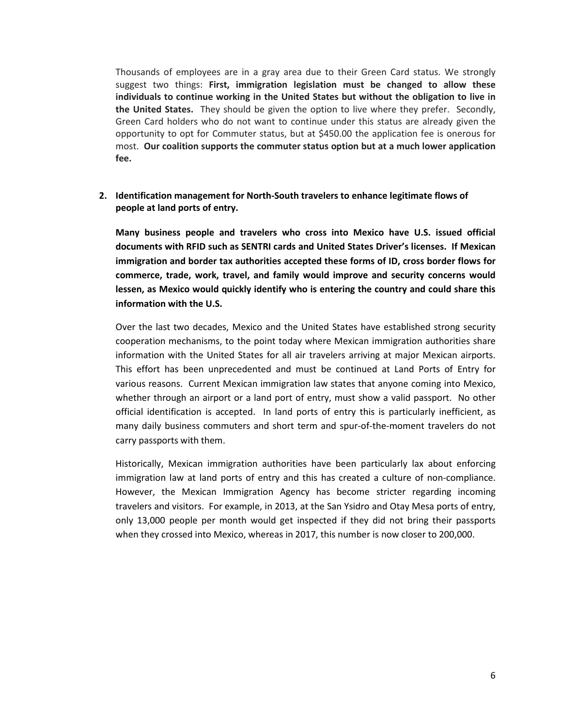Thousands of employees are in a gray area due to their Green Card status. We strongly suggest two things: **First, immigration legislation must be changed to allow these individuals to continue working in the United States but without the obligation to live in the United States.** They should be given the option to live where they prefer. Secondly, Green Card holders who do not want to continue under this status are already given the opportunity to opt for Commuter status, but at $450.00 the application fee is onerous for most. **Our coalition supports the commuter status option but at a much lower application fee.**

2. **Identification management for North-South travelers to enhance legitimate flows of people at land ports of entry.**

   **Many business people and travelers who cross into Mexico have U.S. issued official documents with RFID such as SENTRI cards and United States Driver's licenses. If Mexican immigration and border tax authorities accepted these forms of ID, cross border flows for commerce, trade, work, travel, and family would improve and security concerns would lessen, as Mexico would quickly identify who is entering the country and could share this information with the U.S.**

   Over the last two decades, Mexico and the United States have established strong security cooperation mechanisms, to the point today where Mexican immigration authorities share information with the United States for all air travelers arriving at major Mexican airports. This effort has been unprecedented and must be continued at Land Ports of Entry for various reasons. Current Mexican immigration law states that anyone coming into Mexico, whether through an airport or a land port of entry, must show a valid passport. No other official identification is accepted. In land ports of entry this is particularly inefficient, as many daily business commuters and short term and spur-of-the-moment travelers do not carry passports with them.

   Historically, Mexican immigration authorities have been particularly lax about enforcing immigration law at land ports of entry and this has created a culture of non-compliance. However, the Mexican Immigration Agency has become stricter regarding incoming travelers and visitors. For example, in 2013, at the San Ysidro and Otay Mesa ports of entry, only 13,000 people per month would get inspected if they did not bring their passports when they crossed into Mexico, whereas in 2017, this number is now closer to 200,000.